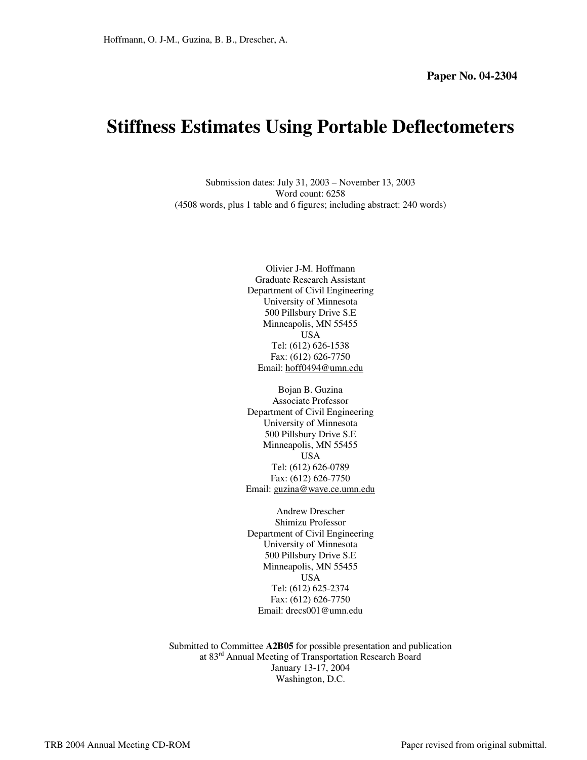**Paper No. 04-2304**

# Stiffness Estimates Using Portable Deflectometers

Submission dates: July 31, 2003 – November 13, 2003
Word count: 6258
(4508 words, plus 1 table and 6 figures; including abstract: 240 words)

Olivier J-M. Hoffmann
Graduate Research Assistant
Department of Civil Engineering
University of Minnesota
500 Pillsbury Drive S.E
Minneapolis, MN 55455
USA
Tel: (612) 626-1538
Fax: (612) 626-7750
Email: hoff0494@umn.edu

Bojan B. Guzina
Associate Professor
Department of Civil Engineering
University of Minnesota
500 Pillsbury Drive S.E
Minneapolis, MN 55455
USA
Tel: (612) 626-0789
Fax: (612) 626-7750
Email: guzina@wave.ce.umn.edu

Andrew Drescher
Shimizu Professor
Department of Civil Engineering
University of Minnesota
500 Pillsbury Drive S.E
Minneapolis, MN 55455
USA
Tel: (612) 625-2374
Fax: (612) 626-7750
Email: drecs001@umn.edu

Submitted to Committee **A2B05** for possible presentation and publication
at 83rd Annual Meeting of Transportation Research Board
January 13-17, 2004
Washington, D.C.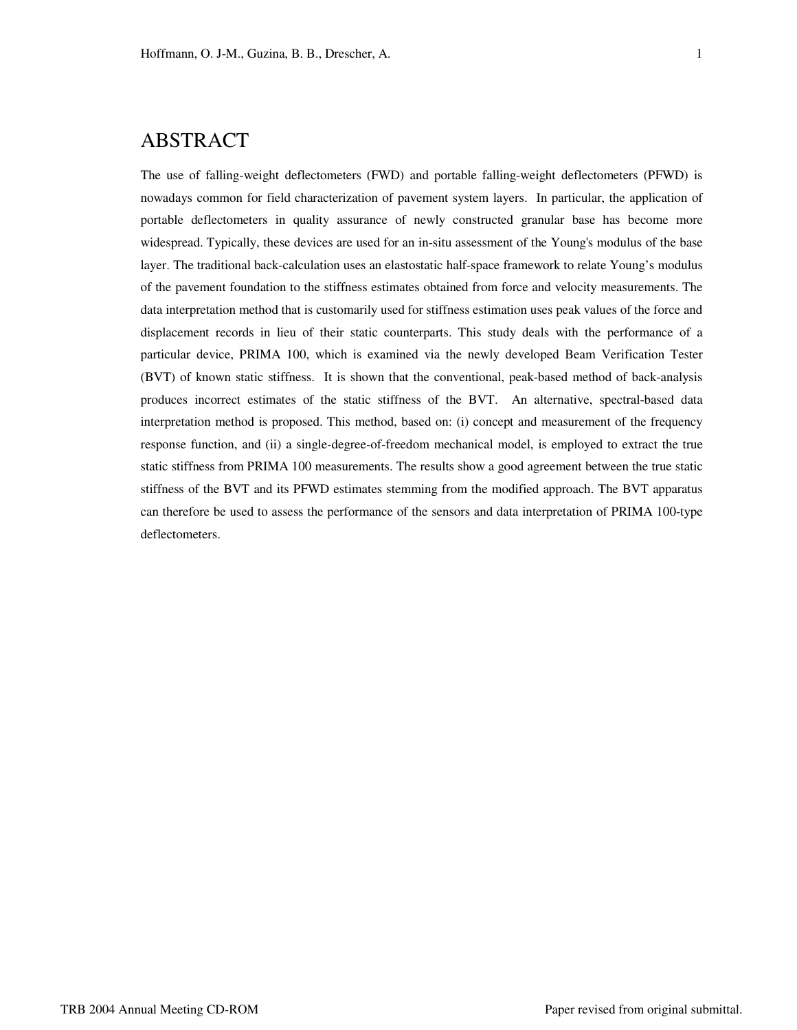# ABSTRACT

The use of falling-weight deflectometers (FWD) and portable falling-weight deflectometers (PFWD) is nowadays common for field characterization of pavement system layers. In particular, the application of portable deflectometers in quality assurance of newly constructed granular base has become more widespread. Typically, these devices are used for an in-situ assessment of the Young's modulus of the base layer. The traditional back-calculation uses an elastostatic half-space framework to relate Young's modulus of the pavement foundation to the stiffness estimates obtained from force and velocity measurements. The data interpretation method that is customarily used for stiffness estimation uses peak values of the force and displacement records in lieu of their static counterparts. This study deals with the performance of a particular device, PRIMA 100, which is examined via the newly developed Beam Verification Tester (BVT) of known static stiffness. It is shown that the conventional, peak-based method of back-analysis produces incorrect estimates of the static stiffness of the BVT. An alternative, spectral-based data interpretation method is proposed. This method, based on: (i) concept and measurement of the frequency response function, and (ii) a single-degree-of-freedom mechanical model, is employed to extract the true static stiffness from PRIMA 100 measurements. The results show a good agreement between the true static stiffness of the BVT and its PFWD estimates stemming from the modified approach. The BVT apparatus can therefore be used to assess the performance of the sensors and data interpretation of PRIMA 100-type deflectometers.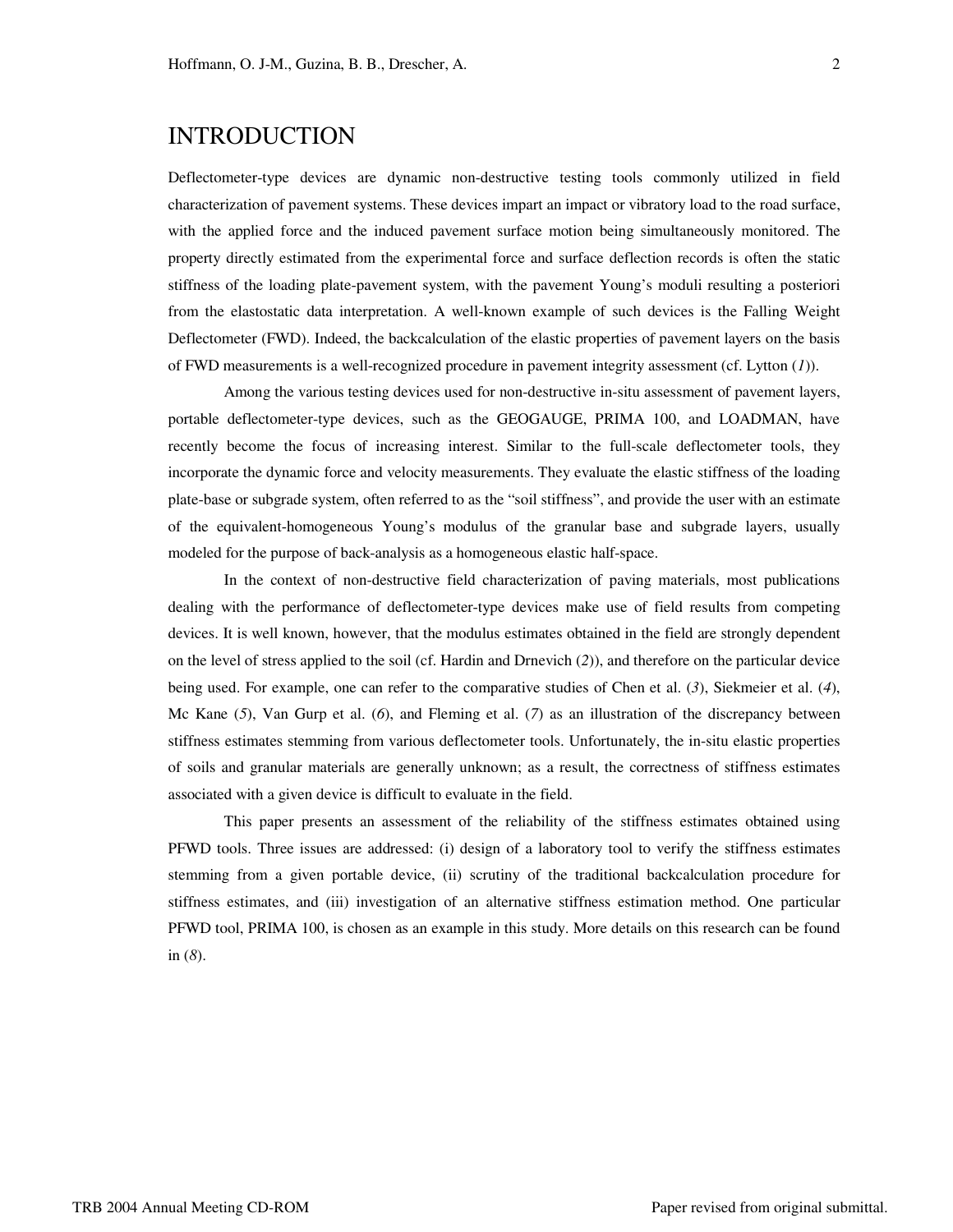# INTRODUCTION

Deflectometer-type devices are dynamic non-destructive testing tools commonly utilized in field characterization of pavement systems. These devices impart an impact or vibratory load to the road surface, with the applied force and the induced pavement surface motion being simultaneously monitored. The property directly estimated from the experimental force and surface deflection records is often the static stiffness of the loading plate-pavement system, with the pavement Young's moduli resulting a posteriori from the elastostatic data interpretation. A well-known example of such devices is the Falling Weight Deflectometer (FWD). Indeed, the backcalculation of the elastic properties of pavement layers on the basis of FWD measurements is a well-recognized procedure in pavement integrity assessment (cf. Lytton (*1*)).

Among the various testing devices used for non-destructive in-situ assessment of pavement layers, portable deflectometer-type devices, such as the GEOGAUGE, PRIMA 100, and LOADMAN, have recently become the focus of increasing interest. Similar to the full-scale deflectometer tools, they incorporate the dynamic force and velocity measurements. They evaluate the elastic stiffness of the loading plate-base or subgrade system, often referred to as the "soil stiffness", and provide the user with an estimate of the equivalent-homogeneous Young's modulus of the granular base and subgrade layers, usually modeled for the purpose of back-analysis as a homogeneous elastic half-space.

In the context of non-destructive field characterization of paving materials, most publications dealing with the performance of deflectometer-type devices make use of field results from competing devices. It is well known, however, that the modulus estimates obtained in the field are strongly dependent on the level of stress applied to the soil (cf. Hardin and Drnevich (*2*)), and therefore on the particular device being used. For example, one can refer to the comparative studies of Chen et al. (*3*), Siekmeier et al. (*4*), Mc Kane (*5*), Van Gurp et al. (*6*), and Fleming et al. (*7*) as an illustration of the discrepancy between stiffness estimates stemming from various deflectometer tools. Unfortunately, the in-situ elastic properties of soils and granular materials are generally unknown; as a result, the correctness of stiffness estimates associated with a given device is difficult to evaluate in the field.

This paper presents an assessment of the reliability of the stiffness estimates obtained using PFWD tools. Three issues are addressed: (i) design of a laboratory tool to verify the stiffness estimates stemming from a given portable device, (ii) scrutiny of the traditional backcalculation procedure for stiffness estimates, and (iii) investigation of an alternative stiffness estimation method. One particular PFWD tool, PRIMA 100, is chosen as an example in this study. More details on this research can be found in (*8*).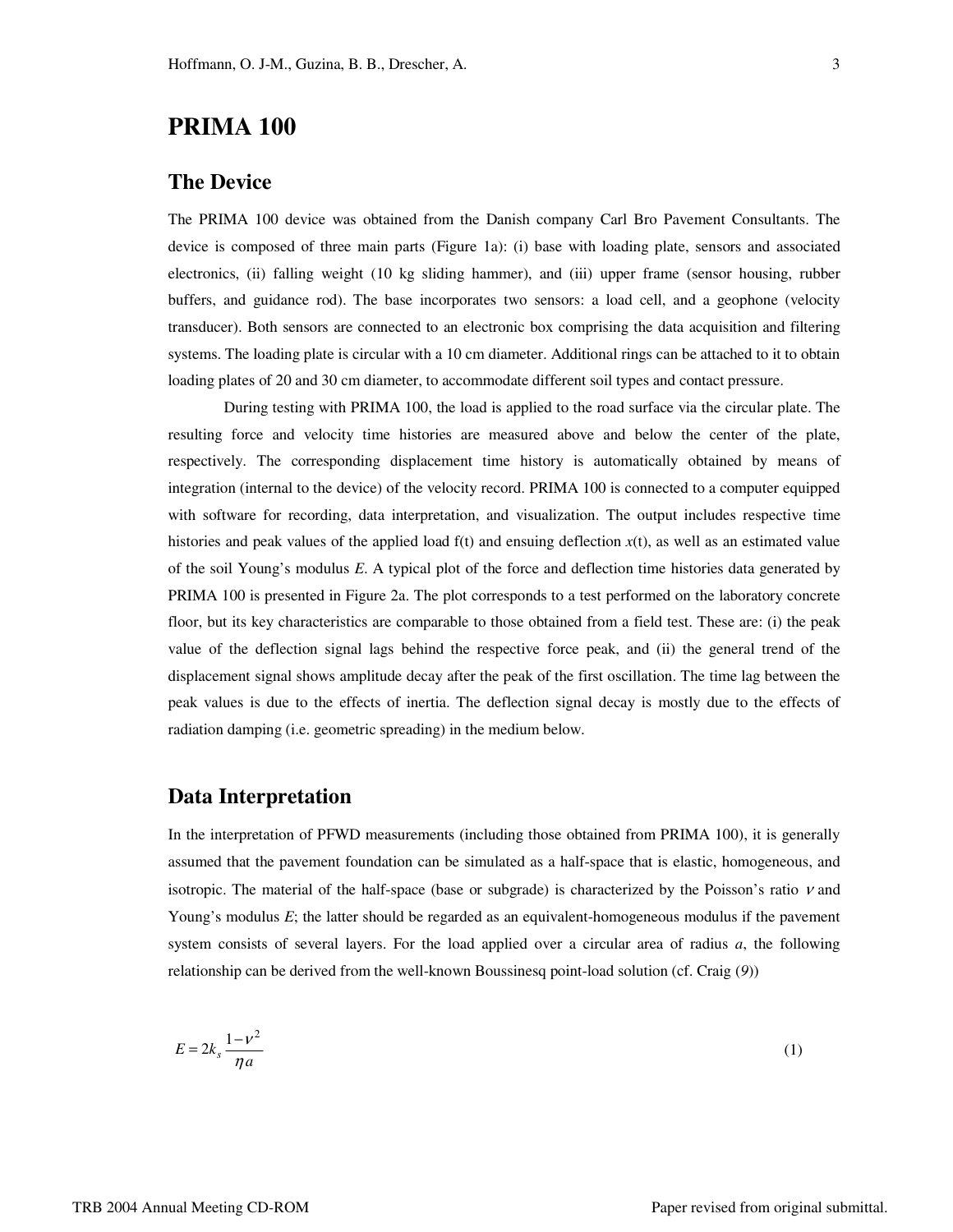# PRIMA 100

## The Device

The PRIMA 100 device was obtained from the Danish company Carl Bro Pavement Consultants. The device is composed of three main parts (Figure 1a): (i) base with loading plate, sensors and associated electronics, (ii) falling weight (10 kg sliding hammer), and (iii) upper frame (sensor housing, rubber buffers, and guidance rod). The base incorporates two sensors: a load cell, and a geophone (velocity transducer). Both sensors are connected to an electronic box comprising the data acquisition and filtering systems. The loading plate is circular with a 10 cm diameter. Additional rings can be attached to it to obtain loading plates of 20 and 30 cm diameter, to accommodate different soil types and contact pressure.

During testing with PRIMA 100, the load is applied to the road surface via the circular plate. The resulting force and velocity time histories are measured above and below the center of the plate, respectively. The corresponding displacement time history is automatically obtained by means of integration (internal to the device) of the velocity record. PRIMA 100 is connected to a computer equipped with software for recording, data interpretation, and visualization. The output includes respective time histories and peak values of the applied load f(t) and ensuing deflection *x*(t), as well as an estimated value of the soil Young's modulus *E*. A typical plot of the force and deflection time histories data generated by PRIMA 100 is presented in Figure 2a. The plot corresponds to a test performed on the laboratory concrete floor, but its key characteristics are comparable to those obtained from a field test. These are: (i) the peak value of the deflection signal lags behind the respective force peak, and (ii) the general trend of the displacement signal shows amplitude decay after the peak of the first oscillation. The time lag between the peak values is due to the effects of inertia. The deflection signal decay is mostly due to the effects of radiation damping (i.e. geometric spreading) in the medium below.

## Data Interpretation

In the interpretation of PFWD measurements (including those obtained from PRIMA 100), it is generally assumed that the pavement foundation can be simulated as a half-space that is elastic, homogeneous, and isotropic. The material of the half-space (base or subgrade) is characterized by the Poisson's ratio $\nu$ and Young's modulus *E*; the latter should be regarded as an equivalent-homogeneous modulus if the pavement system consists of several layers. For the load applied over a circular area of radius *a*, the following relationship can be derived from the well-known Boussinesq point-load solution (cf. Craig (*9*))

$$E = 2k_s \frac{1-\nu^2}{\eta a} \qquad (1)$$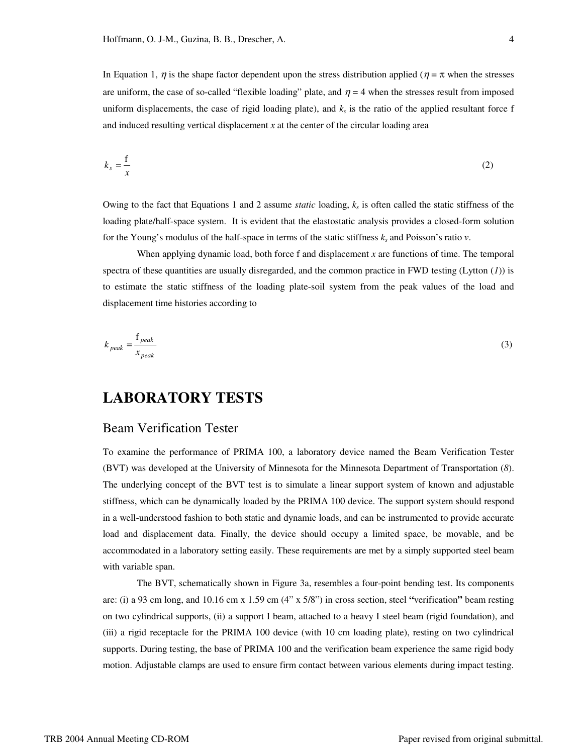In Equation 1, $\eta$ is the shape factor dependent upon the stress distribution applied ($\eta = \pi$ when the stresses are uniform, the case of so-called "flexible loading" plate, and $\eta = 4$ when the stresses result from imposed uniform displacements, the case of rigid loading plate), and $k_s$ is the ratio of the applied resultant force f and induced resulting vertical displacement $x$ at the center of the circular loading area

$$k_s = \frac{\mathrm{f}}{x} \tag{2}$$

Owing to the fact that Equations 1 and 2 assume *static* loading, $k_s$ is often called the static stiffness of the loading plate/half-space system. It is evident that the elastostatic analysis provides a closed-form solution for the Young's modulus of the half-space in terms of the static stiffness $k_s$ and Poisson's ratio $v$.

When applying dynamic load, both force f and displacement $x$ are functions of time. The temporal spectra of these quantities are usually disregarded, and the common practice in FWD testing (Lytton (*1*)) is to estimate the static stiffness of the loading plate-soil system from the peak values of the load and displacement time histories according to

$$k_{peak} = \frac{\mathrm{f}_{peak}}{x_{peak}} \tag{3}$$

# LABORATORY TESTS

## Beam Verification Tester

To examine the performance of PRIMA 100, a laboratory device named the Beam Verification Tester (BVT) was developed at the University of Minnesota for the Minnesota Department of Transportation (*8*). The underlying concept of the BVT test is to simulate a linear support system of known and adjustable stiffness, which can be dynamically loaded by the PRIMA 100 device. The support system should respond in a well-understood fashion to both static and dynamic loads, and can be instrumented to provide accurate load and displacement data. Finally, the device should occupy a limited space, be movable, and be accommodated in a laboratory setting easily. These requirements are met by a simply supported steel beam with variable span.

The BVT, schematically shown in Figure 3a, resembles a four-point bending test. Its components are: (i) a 93 cm long, and 10.16 cm x 1.59 cm (4" x 5/8") in cross section, steel **"**verification**"** beam resting on two cylindrical supports, (ii) a support I beam, attached to a heavy I steel beam (rigid foundation), and (iii) a rigid receptacle for the PRIMA 100 device (with 10 cm loading plate), resting on two cylindrical supports. During testing, the base of PRIMA 100 and the verification beam experience the same rigid body motion. Adjustable clamps are used to ensure firm contact between various elements during impact testing.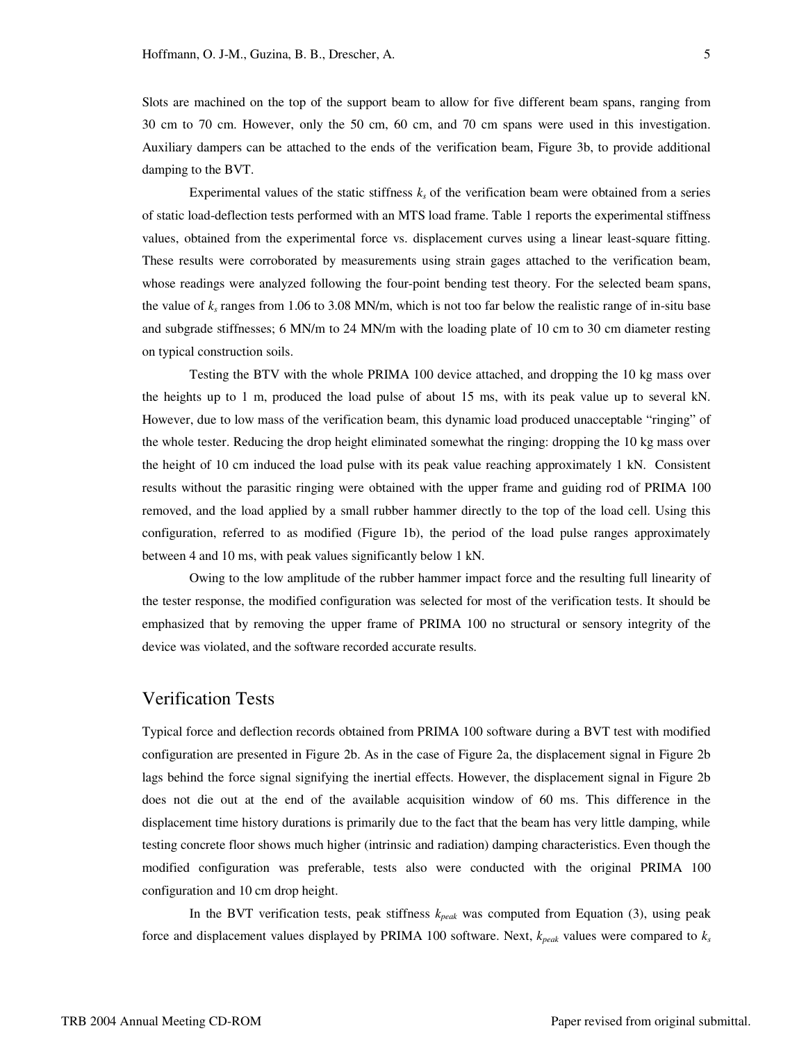Slots are machined on the top of the support beam to allow for five different beam spans, ranging from 30 cm to 70 cm. However, only the 50 cm, 60 cm, and 70 cm spans were used in this investigation. Auxiliary dampers can be attached to the ends of the verification beam, Figure 3b, to provide additional damping to the BVT.

Experimental values of the static stiffness $k_s$ of the verification beam were obtained from a series of static load-deflection tests performed with an MTS load frame. Table 1 reports the experimental stiffness values, obtained from the experimental force vs. displacement curves using a linear least-square fitting. These results were corroborated by measurements using strain gages attached to the verification beam, whose readings were analyzed following the four-point bending test theory. For the selected beam spans, the value of $k_s$ ranges from 1.06 to 3.08 MN/m, which is not too far below the realistic range of in-situ base and subgrade stiffnesses; 6 MN/m to 24 MN/m with the loading plate of 10 cm to 30 cm diameter resting on typical construction soils.

Testing the BTV with the whole PRIMA 100 device attached, and dropping the 10 kg mass over the heights up to 1 m, produced the load pulse of about 15 ms, with its peak value up to several kN. However, due to low mass of the verification beam, this dynamic load produced unacceptable "ringing" of the whole tester. Reducing the drop height eliminated somewhat the ringing: dropping the 10 kg mass over the height of 10 cm induced the load pulse with its peak value reaching approximately 1 kN. Consistent results without the parasitic ringing were obtained with the upper frame and guiding rod of PRIMA 100 removed, and the load applied by a small rubber hammer directly to the top of the load cell. Using this configuration, referred to as modified (Figure 1b), the period of the load pulse ranges approximately between 4 and 10 ms, with peak values significantly below 1 kN.

Owing to the low amplitude of the rubber hammer impact force and the resulting full linearity of the tester response, the modified configuration was selected for most of the verification tests. It should be emphasized that by removing the upper frame of PRIMA 100 no structural or sensory integrity of the device was violated, and the software recorded accurate results.

## Verification Tests

Typical force and deflection records obtained from PRIMA 100 software during a BVT test with modified configuration are presented in Figure 2b. As in the case of Figure 2a, the displacement signal in Figure 2b lags behind the force signal signifying the inertial effects. However, the displacement signal in Figure 2b does not die out at the end of the available acquisition window of 60 ms. This difference in the displacement time history durations is primarily due to the fact that the beam has very little damping, while testing concrete floor shows much higher (intrinsic and radiation) damping characteristics. Even though the modified configuration was preferable, tests also were conducted with the original PRIMA 100 configuration and 10 cm drop height.

In the BVT verification tests, peak stiffness $k_{peak}$ was computed from Equation (3), using peak force and displacement values displayed by PRIMA 100 software. Next, $k_{peak}$ values were compared to $k_s$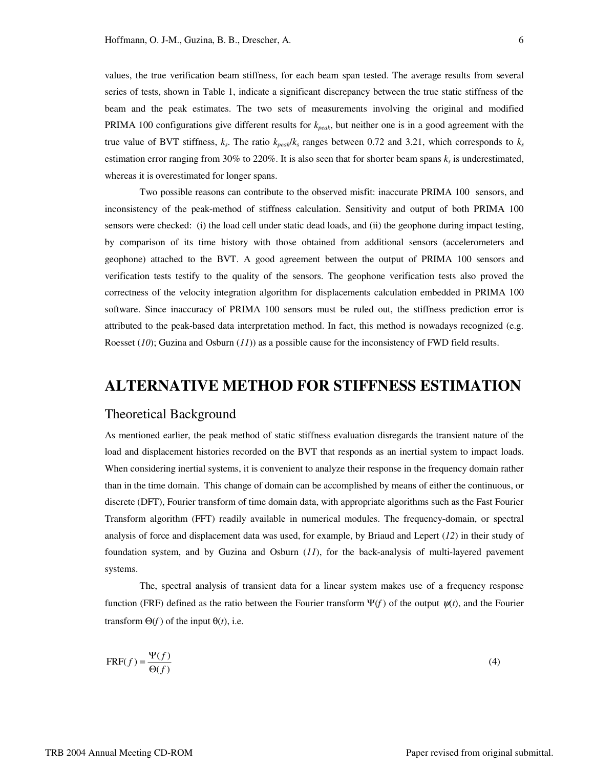values, the true verification beam stiffness, for each beam span tested. The average results from several series of tests, shown in Table 1, indicate a significant discrepancy between the true static stiffness of the beam and the peak estimates. The two sets of measurements involving the original and modified PRIMA 100 configurations give different results for $k_{peak}$, but neither one is in a good agreement with the true value of BVT stiffness, $k_s$. The ratio $k_{peak}/k_s$ ranges between 0.72 and 3.21, which corresponds to $k_s$ estimation error ranging from 30% to 220%. It is also seen that for shorter beam spans $k_s$ is underestimated, whereas it is overestimated for longer spans.

Two possible reasons can contribute to the observed misfit: inaccurate PRIMA 100 sensors, and inconsistency of the peak-method of stiffness calculation. Sensitivity and output of both PRIMA 100 sensors were checked: (i) the load cell under static dead loads, and (ii) the geophone during impact testing, by comparison of its time history with those obtained from additional sensors (accelerometers and geophone) attached to the BVT. A good agreement between the output of PRIMA 100 sensors and verification tests testify to the quality of the sensors. The geophone verification tests also proved the correctness of the velocity integration algorithm for displacements calculation embedded in PRIMA 100 software. Since inaccuracy of PRIMA 100 sensors must be ruled out, the stiffness prediction error is attributed to the peak-based data interpretation method. In fact, this method is nowadays recognized (e.g. Roesset (*10*); Guzina and Osburn (*11*)) as a possible cause for the inconsistency of FWD field results.

# ALTERNATIVE METHOD FOR STIFFNESS ESTIMATION

## Theoretical Background

As mentioned earlier, the peak method of static stiffness evaluation disregards the transient nature of the load and displacement histories recorded on the BVT that responds as an inertial system to impact loads. When considering inertial systems, it is convenient to analyze their response in the frequency domain rather than in the time domain. This change of domain can be accomplished by means of either the continuous, or discrete (DFT), Fourier transform of time domain data, with appropriate algorithms such as the Fast Fourier Transform algorithm (FFT) readily available in numerical modules. The frequency-domain, or spectral analysis of force and displacement data was used, for example, by Briaud and Lepert (*12*) in their study of foundation system, and by Guzina and Osburn (*11*), for the back-analysis of multi-layered pavement systems.

The, spectral analysis of transient data for a linear system makes use of a frequency response function (FRF) defined as the ratio between the Fourier transform $\Psi(f)$ of the output $\psi(t)$, and the Fourier transform $\Theta(f)$ of the input $\theta(t)$, i.e.

$$\mathrm{FRF}(f) = \frac{\Psi(f)}{\Theta(f)} \tag{4}$$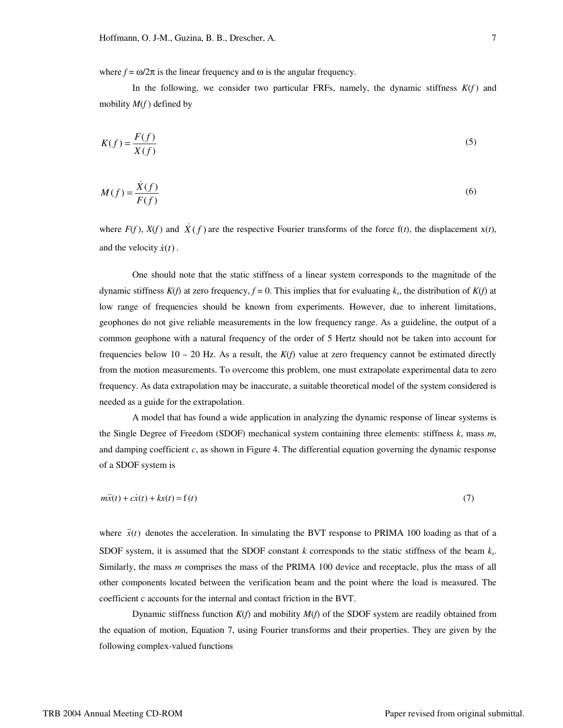where $f = \omega/2\pi$ is the linear frequency and $\omega$ is the angular frequency.

In the following, we consider two particular FRFs, namely, the dynamic stiffness $K(f)$ and mobility $M(f)$ defined by

$$K(f) = \frac{F(f)}{X(f)} \tag{5}$$

$$M(f) = \frac{\dot{X}(f)}{F(f)} \tag{6}$$

where $F(f)$, $X(f)$ and $\dot{X}(f)$ are the respective Fourier transforms of the force $\mathrm{f}(t)$, the displacement $\mathrm{x}(t)$, and the velocity $\dot{x}(t)$.

One should note that the static stiffness of a linear system corresponds to the magnitude of the dynamic stiffness $K(f)$ at zero frequency, $f = 0$. This implies that for evaluating $k_s$, the distribution of $K(f)$ at low range of frequencies should be known from experiments. However, due to inherent limitations, geophones do not give reliable measurements in the low frequency range. As a guideline, the output of a common geophone with a natural frequency of the order of 5 Hertz should not be taken into account for frequencies below 10 – 20 Hz. As a result, the $K(f)$ value at zero frequency cannot be estimated directly from the motion measurements. To overcome this problem, one must extrapolate experimental data to zero frequency. As data extrapolation may be inaccurate, a suitable theoretical model of the system considered is needed as a guide for the extrapolation.

A model that has found a wide application in analyzing the dynamic response of linear systems is the Single Degree of Freedom (SDOF) mechanical system containing three elements: stiffness $k$, mass $m$, and damping coefficient $c$, as shown in Figure 4. The differential equation governing the dynamic response of a SDOF system is

$$m\ddot{x}(t) + c\dot{x}(t) + kx(t) = \mathrm{f}(t) \tag{7}$$

where $\ddot{x}(t)$ denotes the acceleration. In simulating the BVT response to PRIMA 100 loading as that of a SDOF system, it is assumed that the SDOF constant $k$ corresponds to the static stiffness of the beam $k_s$. Similarly, the mass $m$ comprises the mass of the PRIMA 100 device and receptacle, plus the mass of all other components located between the verification beam and the point where the load is measured. The coefficient c accounts for the internal and contact friction in the BVT.

Dynamic stiffness function $K(f)$ and mobility $M(f)$ of the SDOF system are readily obtained from the equation of motion, Equation 7, using Fourier transforms and their properties. They are given by the following complex-valued functions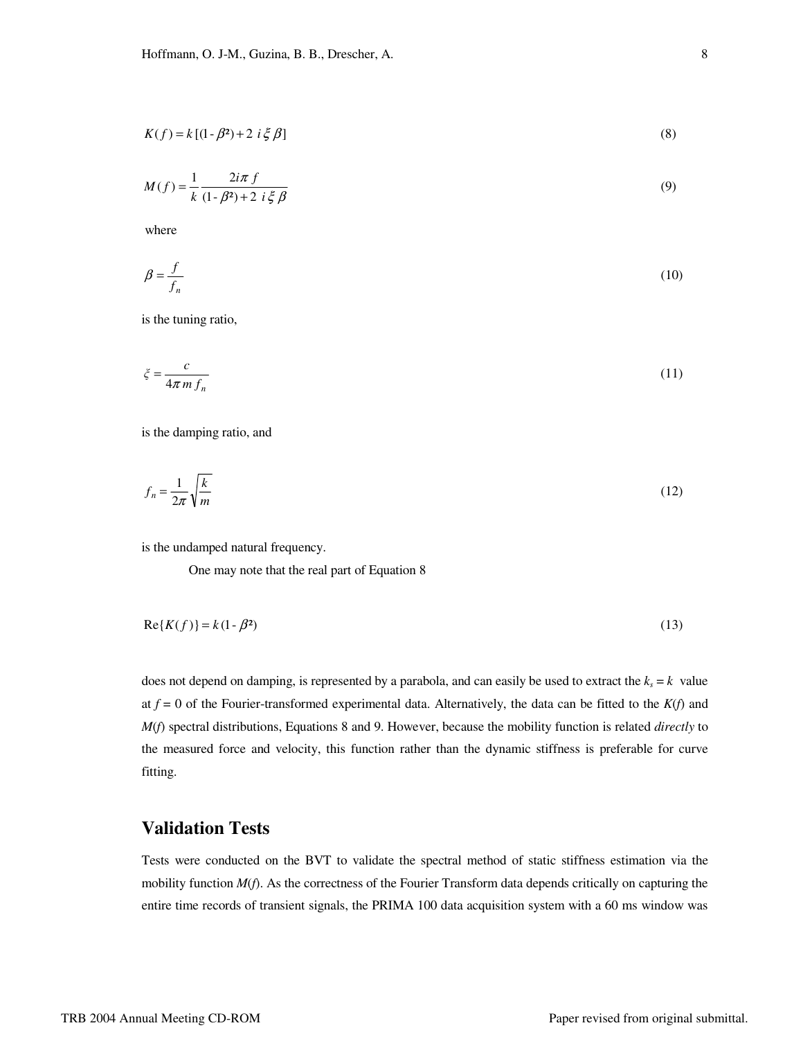$$K(f) = k\,[(1 - \beta^2) + 2\; i\,\xi\,\beta] \tag{8}$$

$$M(f) = \frac{1}{k}\,\frac{2i\pi\, f}{(1 - \beta^2) + 2\; i\,\xi\,\beta} \tag{9}$$

where

$$\beta = \frac{f}{f_n} \tag{10}$$

is the tuning ratio,

$$\xi = \frac{c}{4\pi\, m\, f_n} \tag{11}$$

is the damping ratio, and

$$f_n = \frac{1}{2\pi}\sqrt{\frac{k}{m}} \tag{12}$$

is the undamped natural frequency.

One may note that the real part of Equation 8

$$\mathrm{Re}\{K(f)\} = k\,(1 - \beta^2) \tag{13}$$

does not depend on damping, is represented by a parabola, and can easily be used to extract the $k_s = k$ value at $f = 0$ of the Fourier-transformed experimental data. Alternatively, the data can be fitted to the $K(f)$ and $M(f)$ spectral distributions, Equations 8 and 9. However, because the mobility function is related *directly* to the measured force and velocity, this function rather than the dynamic stiffness is preferable for curve fitting.

## Validation Tests

Tests were conducted on the BVT to validate the spectral method of static stiffness estimation via the mobility function $M(f)$. As the correctness of the Fourier Transform data depends critically on capturing the entire time records of transient signals, the PRIMA 100 data acquisition system with a 60 ms window was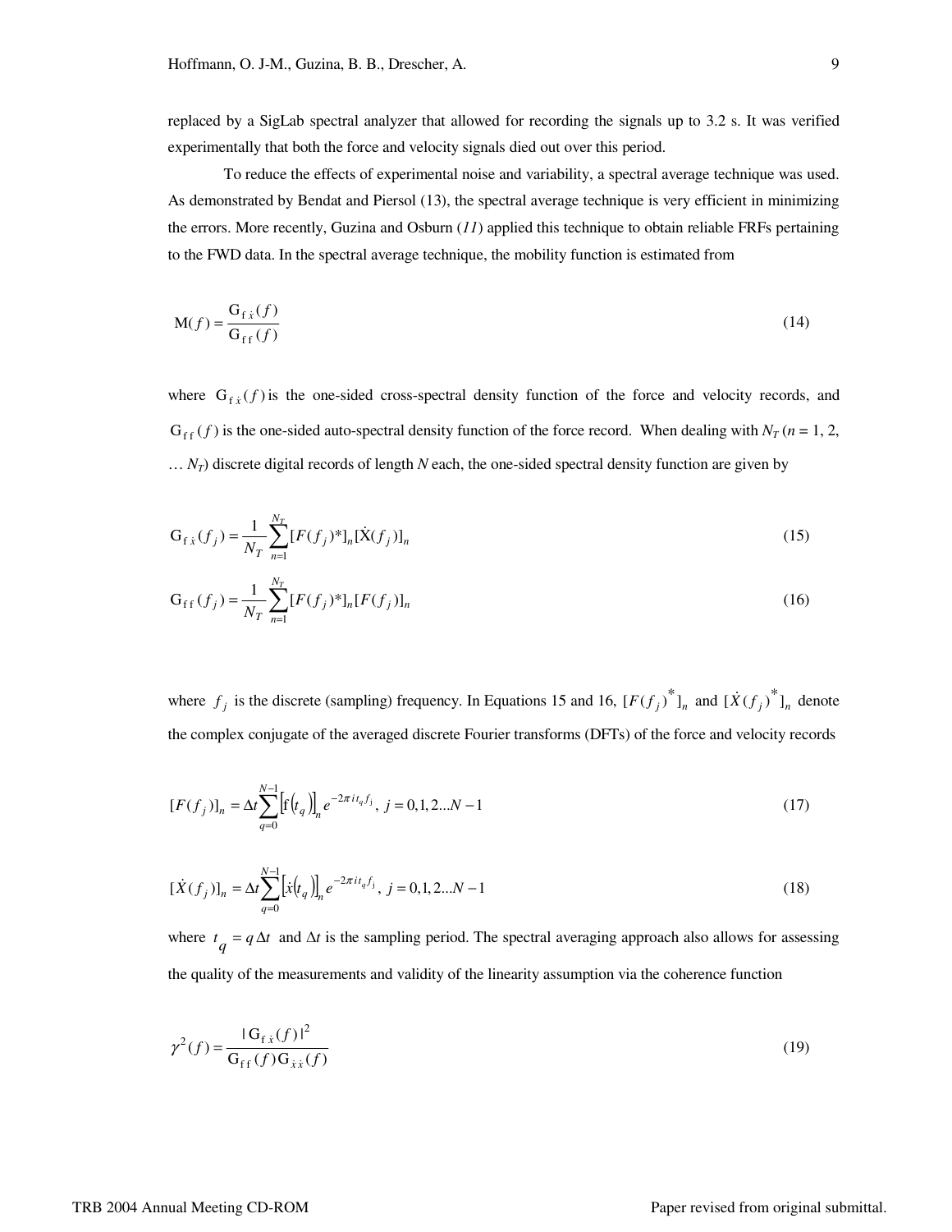replaced by a SigLab spectral analyzer that allowed for recording the signals up to 3.2 s. It was verified experimentally that both the force and velocity signals died out over this period.

To reduce the effects of experimental noise and variability, a spectral average technique was used. As demonstrated by Bendat and Piersol (13), the spectral average technique is very efficient in minimizing the errors. More recently, Guzina and Osburn (*11*) applied this technique to obtain reliable FRFs pertaining to the FWD data. In the spectral average technique, the mobility function is estimated from

$$\mathrm{M}(f) = \frac{\mathrm{G}_{\mathrm{f}\,\dot{x}}(f)}{\mathrm{G}_{\mathrm{f\,f}}(f)} \tag{14}$$

where $\mathrm{G}_{\mathrm{f}\,\dot{x}}(f)$ is the one-sided cross-spectral density function of the force and velocity records, and $\mathrm{G}_{\mathrm{f\,f}}(f)$ is the one-sided auto-spectral density function of the force record. When dealing with $N_T$ ($n$ = 1, 2, … $N_T$) discrete digital records of length $N$ each, the one-sided spectral density function are given by

$$\mathrm{G}_{\mathrm{f}\,\dot{x}}(f_j) = \frac{1}{N_T}\sum_{n=1}^{N_T}[F(f_j)^*]_n[\dot{\mathrm{X}}(f_j)]_n \tag{15}$$

$$\mathrm{G}_{\mathrm{f\,f}}(f_j) = \frac{1}{N_T}\sum_{n=1}^{N_T}[F(f_j)^*]_n[F(f_j)]_n \tag{16}$$

where $f_j$ is the discrete (sampling) frequency. In Equations 15 and 16, $[F(f_j)^*]_n$ and $[\dot{X}(f_j)^*]_n$ denote the complex conjugate of the averaged discrete Fourier transforms (DFTs) of the force and velocity records

$$[F(f_j)]_n = \Delta t\sum_{q=0}^{N-1}\left[\mathrm{f}\left(t_q\right)\right]_n e^{-2\pi i t_q f_j},\ j = 0,1,2...N-1 \tag{17}$$

$$[\dot{X}(f_j)]_n = \Delta t\sum_{q=0}^{N-1}\left[\dot{x}\left(t_q\right)\right]_n e^{-2\pi i t_q f_j},\ j = 0,1,2...N-1 \tag{18}$$

where $t_q = q\,\Delta t$ and $\Delta t$ is the sampling period. The spectral averaging approach also allows for assessing the quality of the measurements and validity of the linearity assumption via the coherence function

$$\gamma^2(f) = \frac{|\,\mathrm{G}_{\mathrm{f}\,\dot{x}}(f)\,|^2}{\mathrm{G}_{\mathrm{f\,f}}(f)\mathrm{G}_{\dot{x}\,\dot{x}}(f)} \tag{19}$$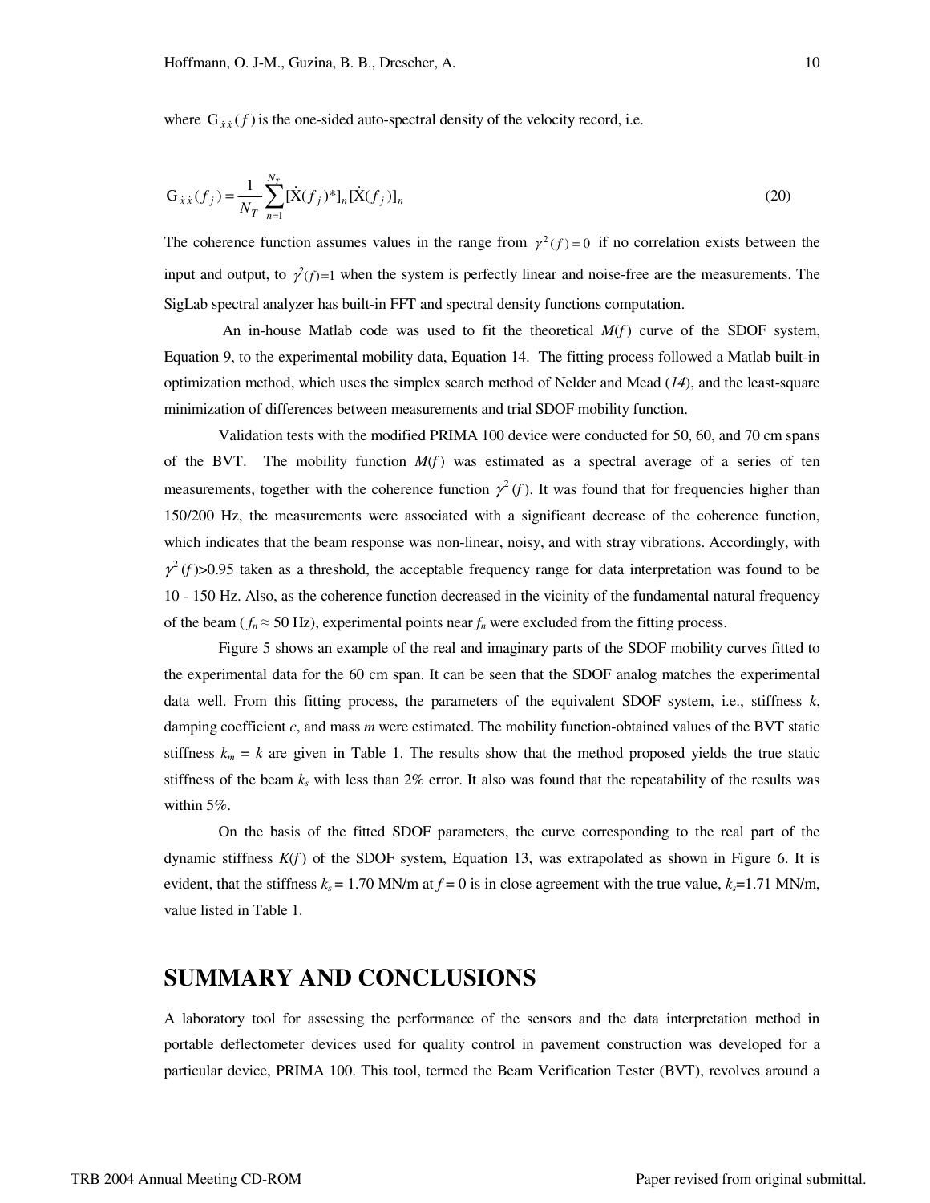where $\mathrm{G}_{\dot{x}\dot{x}}(f)$ is the one-sided auto-spectral density of the velocity record, i.e.

$$\mathrm{G}_{\dot{x}\dot{x}}(f_j) = \frac{1}{N_T}\sum_{n=1}^{N_T}[\dot{\mathrm{X}}(f_j)^*]_n[\dot{\mathrm{X}}(f_j)]_n \tag{20}$$

The coherence function assumes values in the range from $\gamma^2(f) = 0$ if no correlation exists between the input and output, to $\gamma^2(f)=1$ when the system is perfectly linear and noise-free are the measurements. The SigLab spectral analyzer has built-in FFT and spectral density functions computation.

An in-house Matlab code was used to fit the theoretical *M*(*f*) curve of the SDOF system, Equation 9, to the experimental mobility data, Equation 14. The fitting process followed a Matlab built-in optimization method, which uses the simplex search method of Nelder and Mead (*14*), and the least-square minimization of differences between measurements and trial SDOF mobility function.

Validation tests with the modified PRIMA 100 device were conducted for 50, 60, and 70 cm spans of the BVT. The mobility function *M*(*f*) was estimated as a spectral average of a series of ten measurements, together with the coherence function $\gamma^2(f)$. It was found that for frequencies higher than 150/200 Hz, the measurements were associated with a significant decrease of the coherence function, which indicates that the beam response was non-linear, noisy, and with stray vibrations. Accordingly, with $\gamma^2(f)$>0.95 taken as a threshold, the acceptable frequency range for data interpretation was found to be 10 - 150 Hz. Also, as the coherence function decreased in the vicinity of the fundamental natural frequency of the beam ($f_n \approx 50$ Hz), experimental points near $f_n$ were excluded from the fitting process.

Figure 5 shows an example of the real and imaginary parts of the SDOF mobility curves fitted to the experimental data for the 60 cm span. It can be seen that the SDOF analog matches the experimental data well. From this fitting process, the parameters of the equivalent SDOF system, i.e., stiffness *k*, damping coefficient *c*, and mass *m* were estimated. The mobility function-obtained values of the BVT static stiffness $k_m = k$ are given in Table 1. The results show that the method proposed yields the true static stiffness of the beam $k_s$ with less than 2% error. It also was found that the repeatability of the results was within 5%.

On the basis of the fitted SDOF parameters, the curve corresponding to the real part of the dynamic stiffness *K*(*f*) of the SDOF system, Equation 13, was extrapolated as shown in Figure 6. It is evident, that the stiffness $k_s$ = 1.70 MN/m at $f$ = 0 is in close agreement with the true value, $k_s$=1.71 MN/m, value listed in Table 1.

# SUMMARY AND CONCLUSIONS

A laboratory tool for assessing the performance of the sensors and the data interpretation method in portable deflectometer devices used for quality control in pavement construction was developed for a particular device, PRIMA 100. This tool, termed the Beam Verification Tester (BVT), revolves around a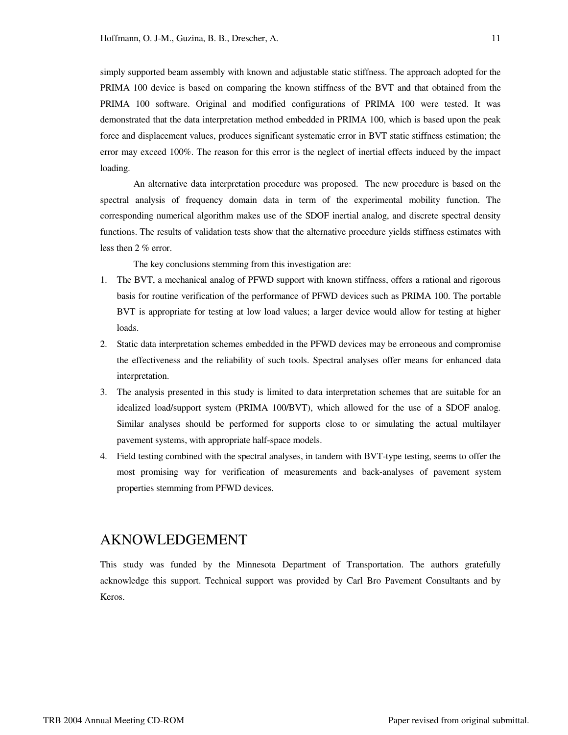simply supported beam assembly with known and adjustable static stiffness. The approach adopted for the PRIMA 100 device is based on comparing the known stiffness of the BVT and that obtained from the PRIMA 100 software. Original and modified configurations of PRIMA 100 were tested. It was demonstrated that the data interpretation method embedded in PRIMA 100, which is based upon the peak force and displacement values, produces significant systematic error in BVT static stiffness estimation; the error may exceed 100%. The reason for this error is the neglect of inertial effects induced by the impact loading.

An alternative data interpretation procedure was proposed. The new procedure is based on the spectral analysis of frequency domain data in term of the experimental mobility function. The corresponding numerical algorithm makes use of the SDOF inertial analog, and discrete spectral density functions. The results of validation tests show that the alternative procedure yields stiffness estimates with less then 2 % error.

The key conclusions stemming from this investigation are:

1. The BVT, a mechanical analog of PFWD support with known stiffness, offers a rational and rigorous basis for routine verification of the performance of PFWD devices such as PRIMA 100. The portable BVT is appropriate for testing at low load values; a larger device would allow for testing at higher loads.
2. Static data interpretation schemes embedded in the PFWD devices may be erroneous and compromise the effectiveness and the reliability of such tools. Spectral analyses offer means for enhanced data interpretation.
3. The analysis presented in this study is limited to data interpretation schemes that are suitable for an idealized load/support system (PRIMA 100/BVT), which allowed for the use of a SDOF analog. Similar analyses should be performed for supports close to or simulating the actual multilayer pavement systems, with appropriate half-space models.
4. Field testing combined with the spectral analyses, in tandem with BVT-type testing, seems to offer the most promising way for verification of measurements and back-analyses of pavement system properties stemming from PFWD devices.

# AKNOWLEDGEMENT

This study was funded by the Minnesota Department of Transportation. The authors gratefully acknowledge this support. Technical support was provided by Carl Bro Pavement Consultants and by Keros.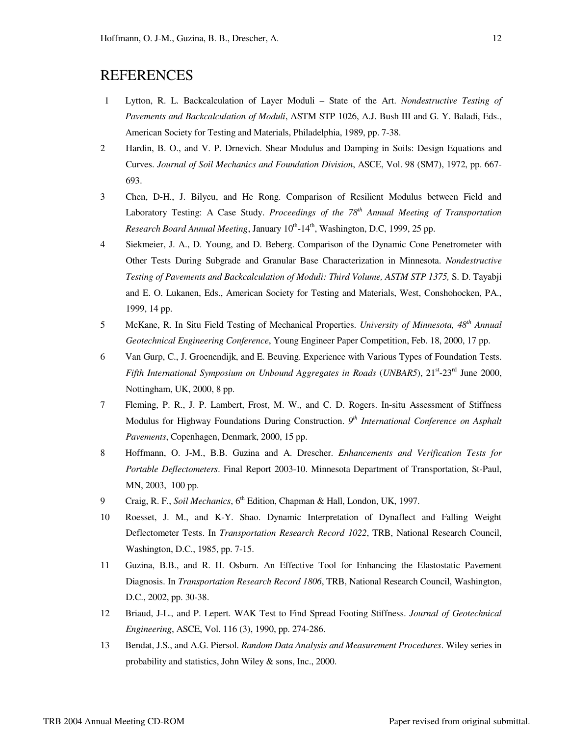# REFERENCES

1. Lytton, R. L. Backcalculation of Layer Moduli – State of the Art. *Nondestructive Testing of Pavements and Backcalculation of Moduli*, ASTM STP 1026, A.J. Bush III and G. Y. Baladi, Eds., American Society for Testing and Materials, Philadelphia, 1989, pp. 7-38.
2. Hardin, B. O., and V. P. Drnevich. Shear Modulus and Damping in Soils: Design Equations and Curves. *Journal of Soil Mechanics and Foundation Division*, ASCE, Vol. 98 (SM7), 1972, pp. 667-693.
3. Chen, D-H., J. Bilyeu, and He Rong. Comparison of Resilient Modulus between Field and Laboratory Testing: A Case Study. *Proceedings of the 78th Annual Meeting of Transportation Research Board Annual Meeting*, January 10th-14th, Washington, D.C, 1999, 25 pp.
4. Siekmeier, J. A., D. Young, and D. Beberg. Comparison of the Dynamic Cone Penetrometer with Other Tests During Subgrade and Granular Base Characterization in Minnesota. *Nondestructive Testing of Pavements and Backcalculation of Moduli: Third Volume, ASTM STP 1375,* S. D. Tayabji and E. O. Lukanen, Eds., American Society for Testing and Materials, West, Conshohocken, PA., 1999, 14 pp.
5. McKane, R. In Situ Field Testing of Mechanical Properties. *University of Minnesota, 48th Annual Geotechnical Engineering Conference*, Young Engineer Paper Competition, Feb. 18, 2000, 17 pp.
6. Van Gurp, C., J. Groenendijk, and E. Beuving. Experience with Various Types of Foundation Tests. *Fifth International Symposium on Unbound Aggregates in Roads* (*UNBAR5*), 21st-23rd June 2000, Nottingham, UK, 2000, 8 pp.
7. Fleming, P. R., J. P. Lambert, Frost, M. W., and C. D. Rogers. In-situ Assessment of Stiffness Modulus for Highway Foundations During Construction. *9th International Conference on Asphalt Pavements*, Copenhagen, Denmark, 2000, 15 pp.
8. Hoffmann, O. J-M., B.B. Guzina and A. Drescher. *Enhancements and Verification Tests for Portable Deflectometers*. Final Report 2003-10. Minnesota Department of Transportation, St-Paul, MN, 2003, 100 pp.
9. Craig, R. F., *Soil Mechanics*, 6th Edition, Chapman & Hall, London, UK, 1997.
10. Roesset, J. M., and K-Y. Shao. Dynamic Interpretation of Dynaflect and Falling Weight Deflectometer Tests. In *Transportation Research Record 1022*, TRB, National Research Council, Washington, D.C., 1985, pp. 7-15.
11. Guzina, B.B., and R. H. Osburn. An Effective Tool for Enhancing the Elastostatic Pavement Diagnosis. In *Transportation Research Record 1806*, TRB, National Research Council, Washington, D.C., 2002, pp. 30-38.
12. Briaud, J-L., and P. Lepert. WAK Test to Find Spread Footing Stiffness. *Journal of Geotechnical Engineering*, ASCE, Vol. 116 (3), 1990, pp. 274-286.
13. Bendat, J.S., and A.G. Piersol. *Random Data Analysis and Measurement Procedures*. Wiley series in probability and statistics, John Wiley & sons, Inc., 2000.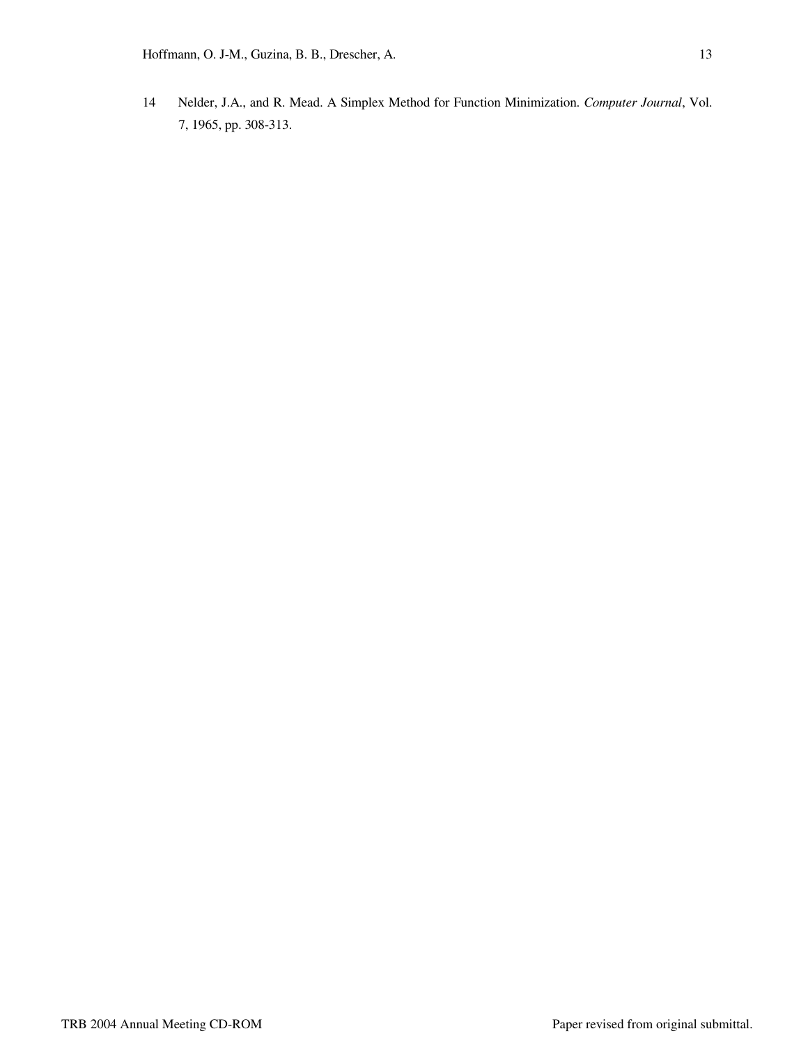14 Nelder, J.A., and R. Mead. A Simplex Method for Function Minimization. *Computer Journal*, Vol. 7, 1965, pp. 308-313.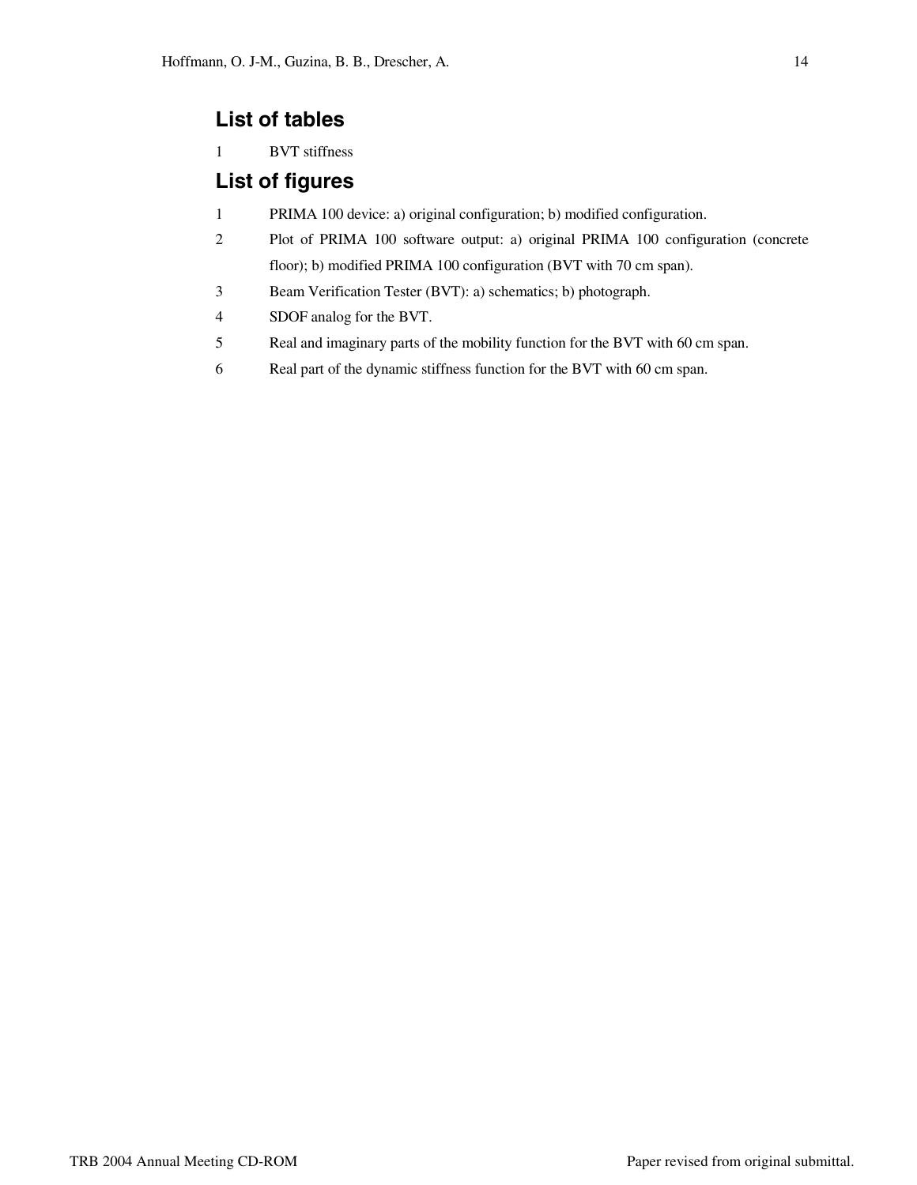## List of tables

1 BVT stiffness

## List of figures

1 PRIMA 100 device: a) original configuration; b) modified configuration.

2 Plot of PRIMA 100 software output: a) original PRIMA 100 configuration (concrete floor); b) modified PRIMA 100 configuration (BVT with 70 cm span).

3 Beam Verification Tester (BVT): a) schematics; b) photograph.

4 SDOF analog for the BVT.

5 Real and imaginary parts of the mobility function for the BVT with 60 cm span.

6 Real part of the dynamic stiffness function for the BVT with 60 cm span.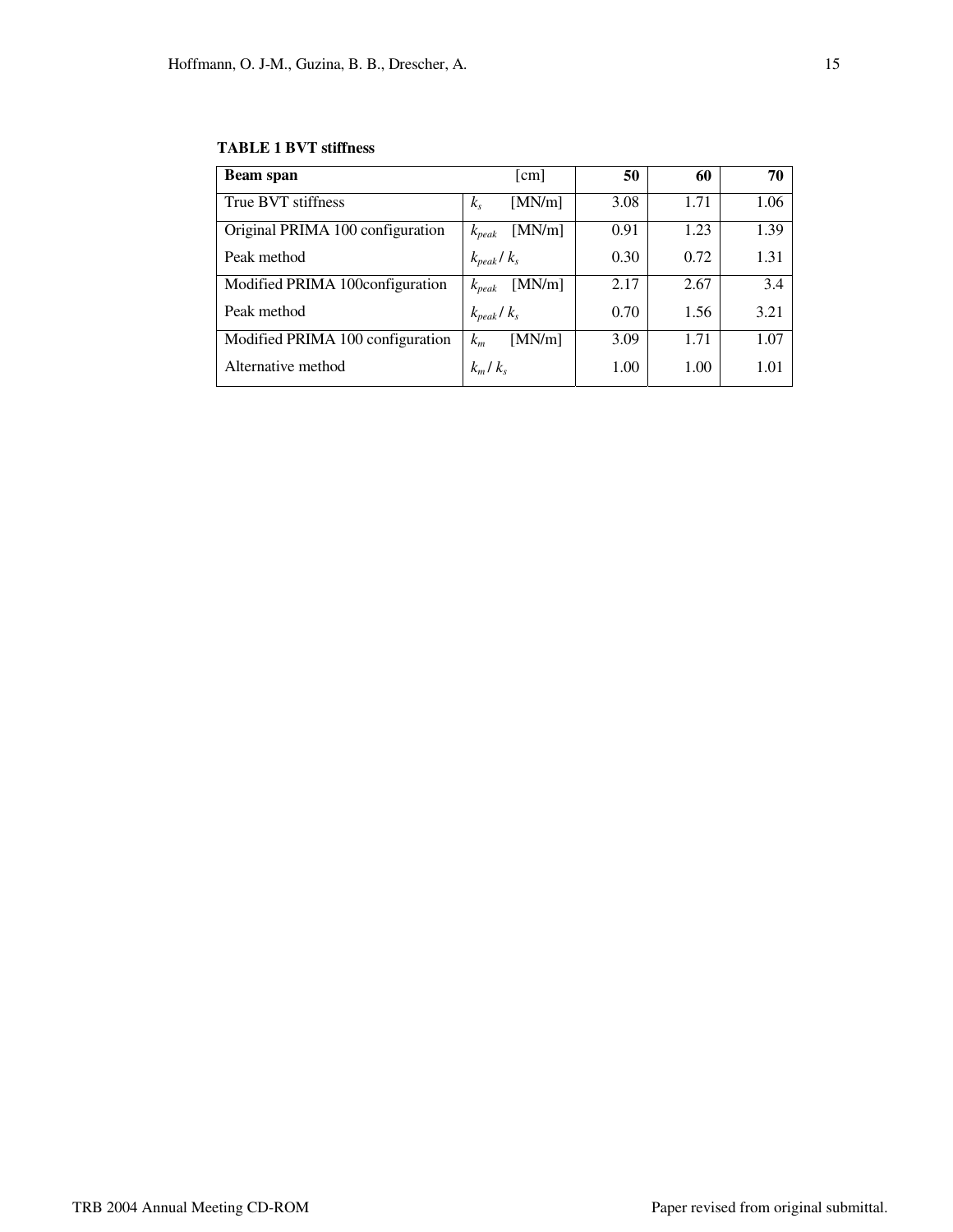**TABLE 1 BVT stiffness**

| **Beam span** | [cm] | **50** | **60** | **70** |
|---|---|---|---|---|
| True BVT stiffness | $k_s$ [MN/m] | 3.08 | 1.71 | 1.06 |
| Original PRIMA 100 configuration | $k_{peak}$ [MN/m] | 0.91 | 1.23 | 1.39 |
| Peak method | $k_{peak} / k_s$ | 0.30 | 0.72 | 1.31 |
| Modified PRIMA 100configuration | $k_{peak}$ [MN/m] | 2.17 | 2.67 | 3.4 |
| Peak method | $k_{peak} / k_s$ | 0.70 | 1.56 | 3.21 |
| Modified PRIMA 100 configuration | $k_m$ [MN/m] | 3.09 | 1.71 | 1.07 |
| Alternative method | $k_m / k_s$ | 1.00 | 1.00 | 1.01 |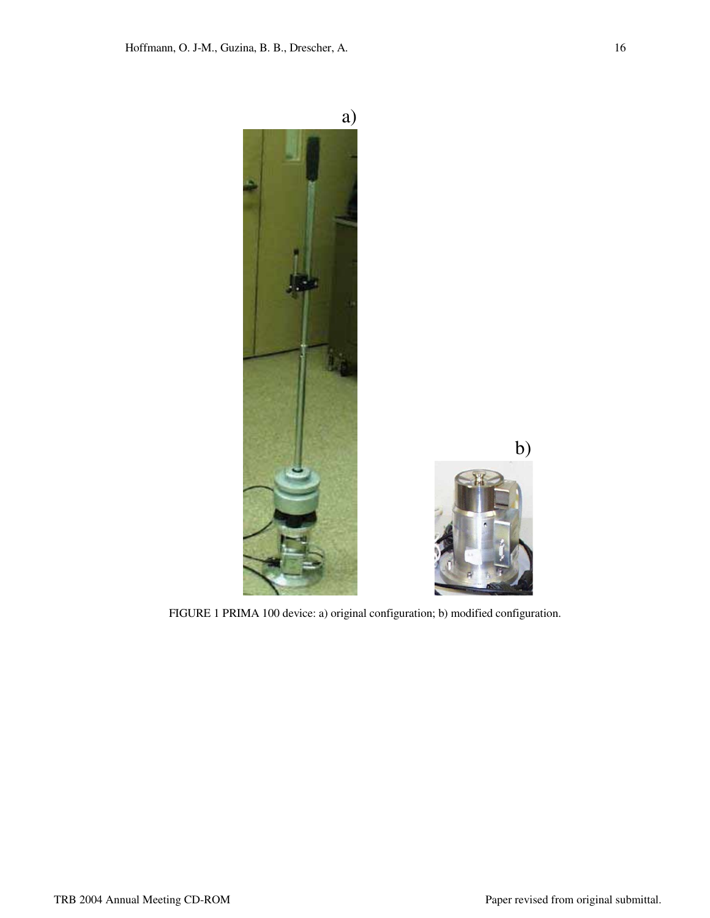a)

b)

FIGURE 1 PRIMA 100 device: a) original configuration; b) modified configuration.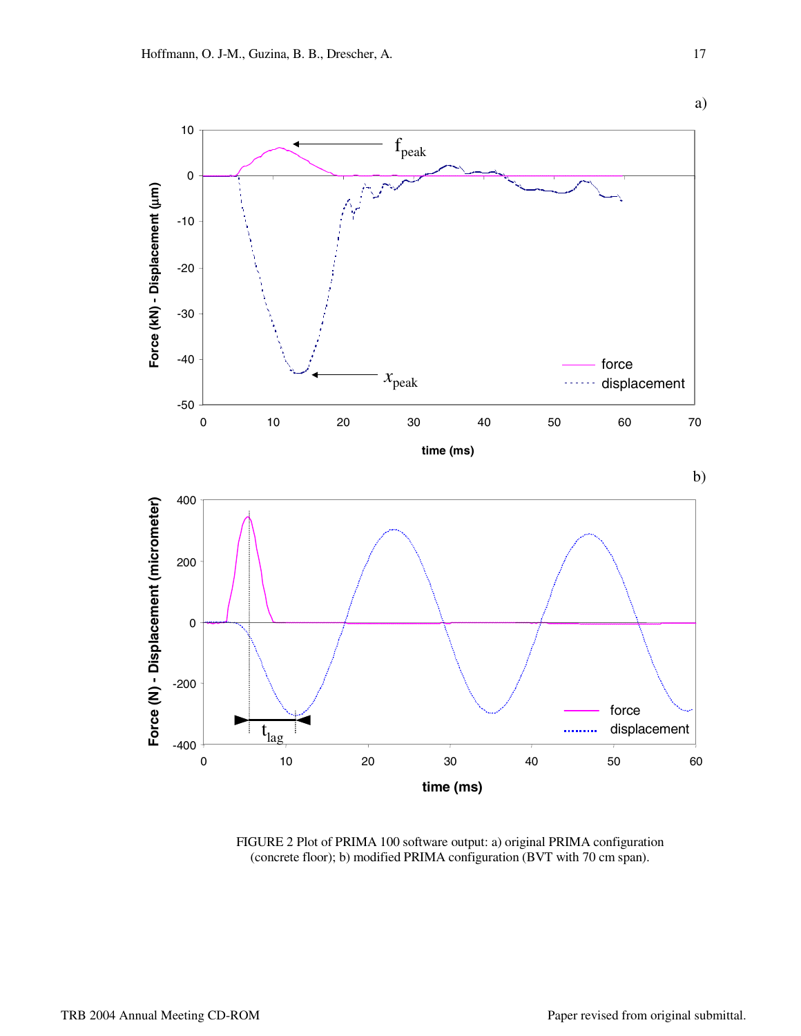a)

10
0
-10
-20
-30
-40
-50

Force (kN) - Displacement (μm)

0 10 20 30 40 50 60 70

time (ms)

$f_{peak}$

$x_{peak}$

force
displacement

b)

400
200
0
-200
-400

Force (N) - Displacement (micrometer)

0 10 20 30 40 50 60

time (ms)

$t_{lag}$

force
displacement

FIGURE 2 Plot of PRIMA 100 software output: a) original PRIMA configuration (concrete floor); b) modified PRIMA configuration (BVT with 70 cm span).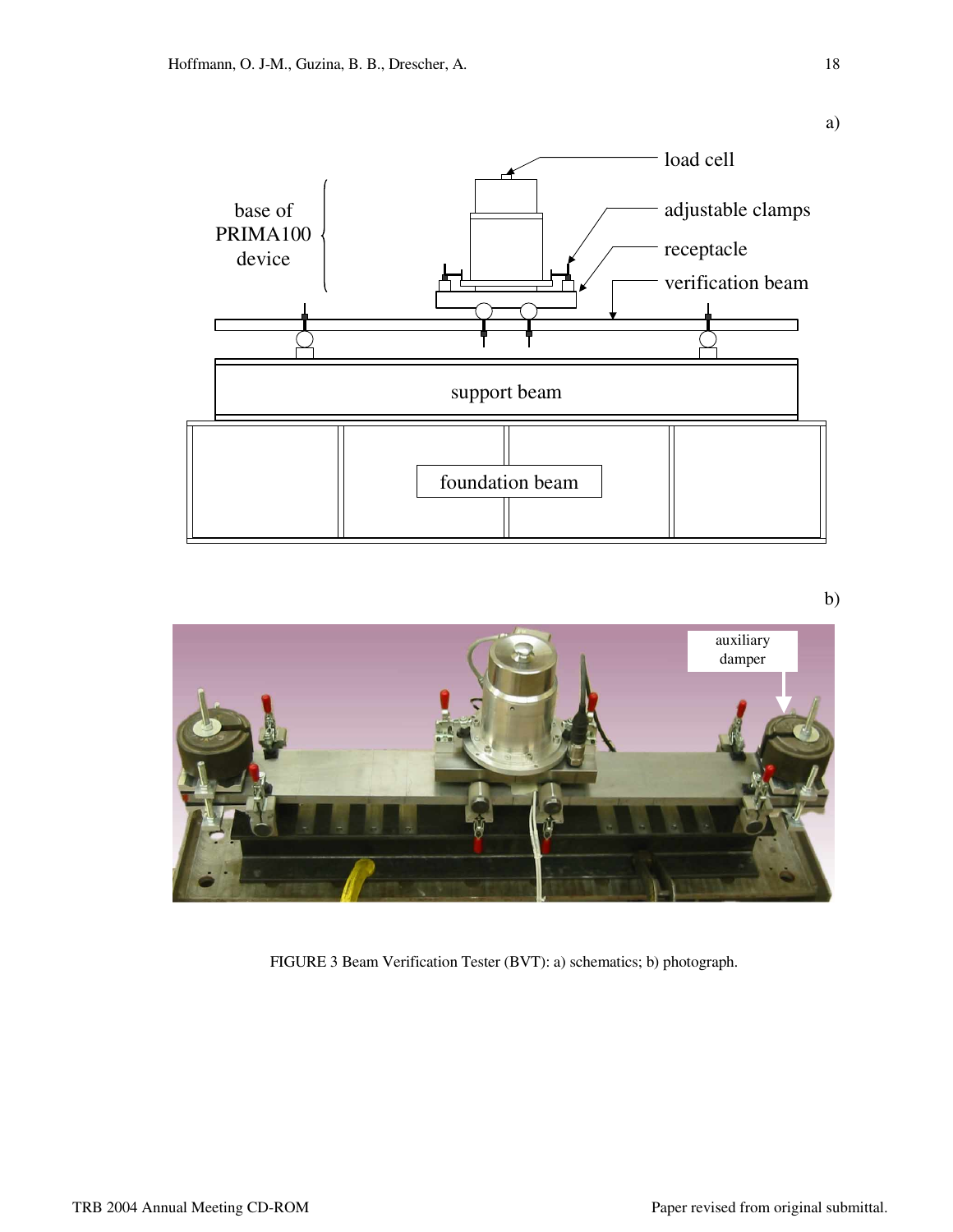a)

load cell

adjustable clamps

receptacle

verification beam

base of PRIMA100 device

support beam

foundation beam

b)

auxiliary damper

FIGURE 3 Beam Verification Tester (BVT): a) schematics; b) photograph.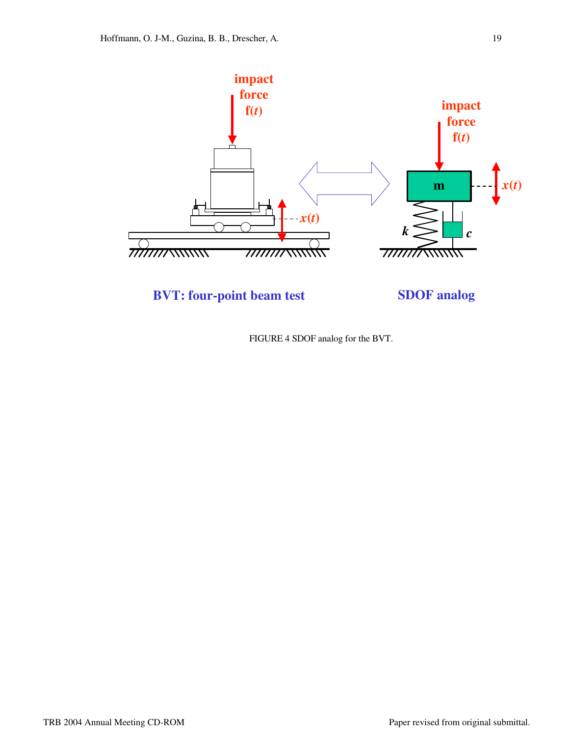impact
force
f(*t*)

*x*(*t*)

impact
force
f(*t*)

m

*x*(*t*)

*k*

*c*

BVT: four-point beam test

SDOF analog

FIGURE 4 SDOF analog for the BVT.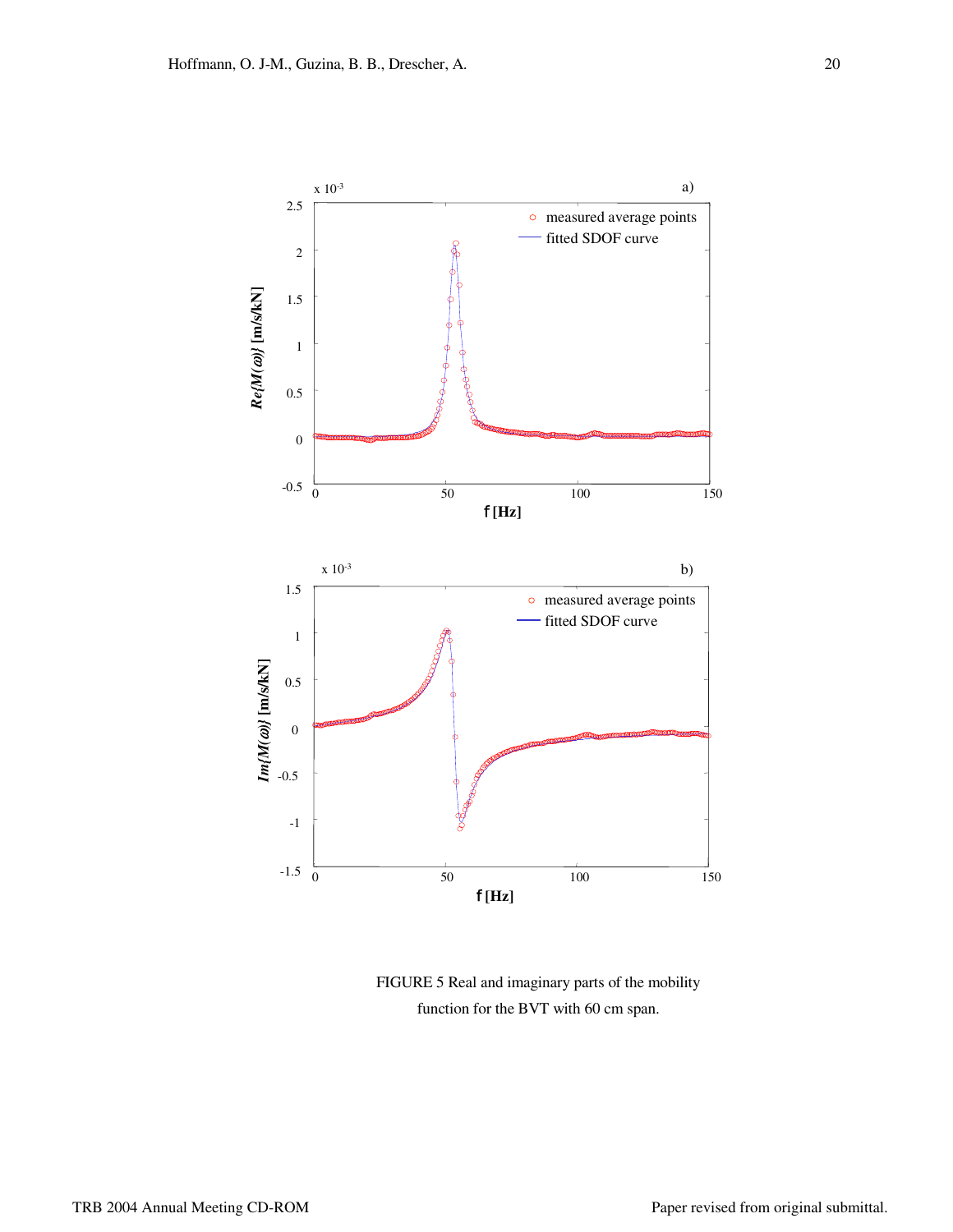FIGURE 5 Real and imaginary parts of the mobility function for the BVT with 60 cm span.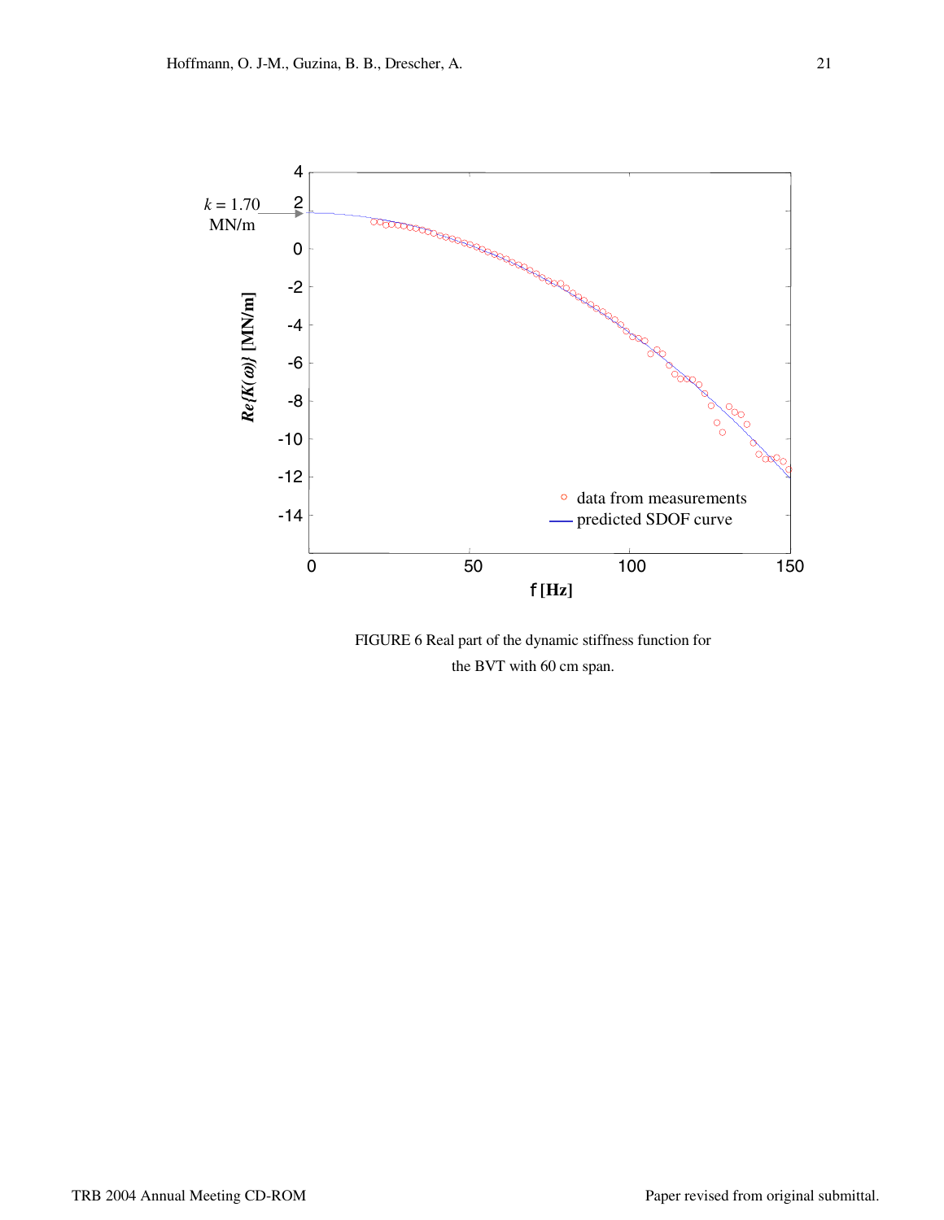$k$ = 1.70 MN/m

4
2
0
-2
-4
-6
-8
-10
-12
-14

$Re\{K(\omega)\}$ [MN/m]

0
50
100
150

f [Hz]

data from measurements
predicted SDOF curve

FIGURE 6 Real part of the dynamic stiffness function for the BVT with 60 cm span.